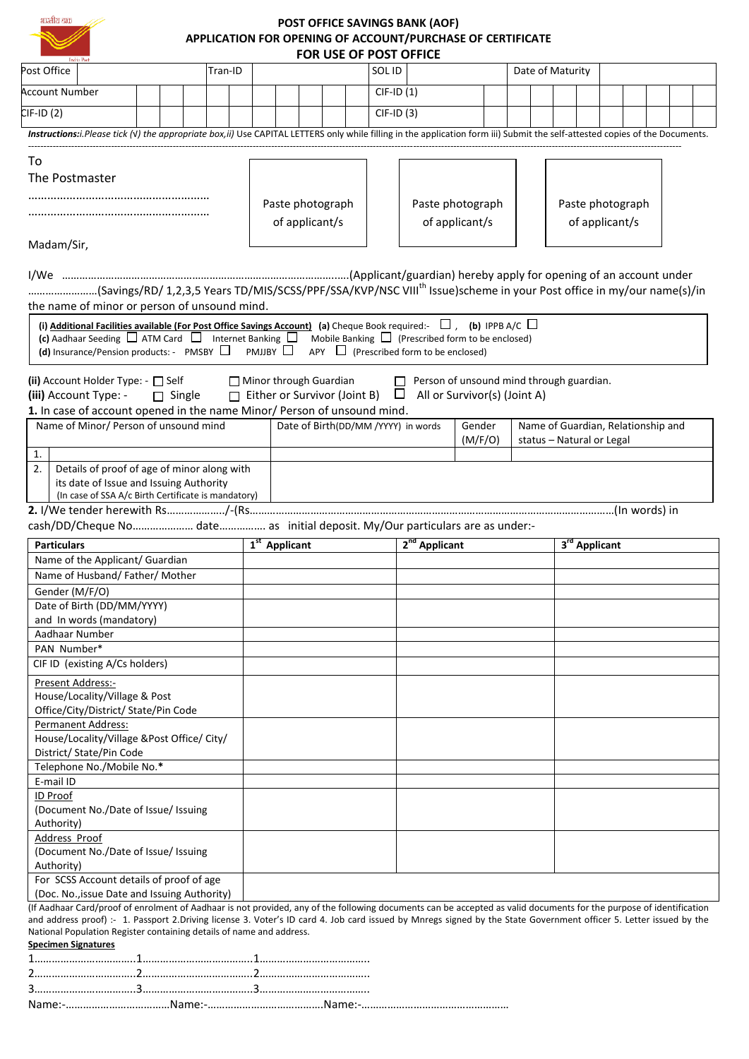# POST OFFICE SAVINGS BANK (AOF)
## APPLICATION FOR OPENING OF ACCOUNT/PURCHASE OF CERTIFICATE
### FOR USE OF POST OFFICE

| Post Office | | Tran-ID | | SOL ID | | Date of Maturity | |
|---|---|---|---|---|---|---|---|
| Account Number | | | | CIF-ID (1) | | | |
| CIF-ID (2) | | | | CIF-ID (3) | | | |

***Instructions:****i.Please tick (√) the appropriate box,ii) Use CAPITAL LETTERS only while filling in the application form iii) Submit the self-attested copies of the Documents.*

To
The Postmaster
…………………………………………………
…………………………………………………

Paste photograph of applicant/s | Paste photograph of applicant/s | Paste photograph of applicant/s

Madam/Sir,

I/We ……………………………………………………………………………………..(Applicant/guardian) hereby apply for opening of an account under ……………………(Savings/RD/ 1,2,3,5 Years TD/MIS/SCSS/PPF/SSA/KVP/NSC VIII[th] Issue)scheme in your Post office in my/our name(s)/in the name of minor or person of unsound mind.

**(i) Additional Facilities available (For Post Office Savings Account)** **(a)** Cheque Book required:- ☐ , **(b)** IPPB A/C ☐
**(c)** Aadhaar Seeding ☐ ATM Card ☐ Internet Banking ☐ Mobile Banking ☐ (Prescribed form to be enclosed)
**(d)** Insurance/Pension products: - PMSBY ☐ PMJJBY ☐ APY ☐ (Prescribed form to be enclosed)

**(ii)** Account Holder Type: - ☐ Self ☐ Minor through Guardian ☐ Person of unsound mind through guardian.
**(iii)** Account Type: - ☐ Single ☐ Either or Survivor (Joint B) ☐ All or Survivor(s) (Joint A)

**1.** In case of account opened in the name Minor/ Person of unsound mind.

| Name of Minor/ Person of unsound mind | Date of Birth(DD/MM /YYYY) in words | Gender (M/F/O) | Name of Guardian, Relationship and status – Natural or Legal |
|---|---|---|---|
| 1. | | | |
| 2. Details of proof of age of minor along with its date of Issue and Issuing Authority (In case of SSA A/c Birth Certificate is mandatory) | | | |

**2.** I/We tender herewith Rs………………../-(Rs……………………………………………………………………………………………………(In words) in cash/DD/Cheque No………………… date……………. as initial deposit. My/Our particulars are as under:-

| Particulars | 1[st] Applicant | 2[nd] Applicant | 3[rd] Applicant |
|---|---|---|---|
| Name of the Applicant/ Guardian | | | |
| Name of Husband/ Father/ Mother | | | |
| Gender (M/F/O) | | | |
| Date of Birth (DD/MM/YYYY) and In words (mandatory) | | | |
| Aadhaar Number | | | |
| PAN Number* | | | |
| CIF ID (existing A/Cs holders) | | | |
| Present Address:- House/Locality/Village & Post Office/City/District/ State/Pin Code | | | |
| Permanent Address: House/Locality/Village &Post Office/ City/ District/ State/Pin Code | | | |
| Telephone No./Mobile No.* | | | |
| E-mail ID | | | |
| ID Proof (Document No./Date of Issue/ Issuing Authority) | | | |
| Address Proof (Document No./Date of Issue/ Issuing Authority) | | | |
| For SCSS Account details of proof of age (Doc. No.,issue Date and Issuing Authority) | | | |

(If Aadhaar Card/proof of enrolment of Aadhaar is not provided, any of the following documents can be accepted as valid documents for the purpose of identification and address proof) :- 1. Passport 2.Driving license 3. Voter's ID card 4. Job card issued by Mnregs signed by the State Government officer 5. Letter issued by the National Population Register containing details of name and address.

**Specimen Signatures**

1……………………………..1………………………………..1………………………………..
2……………………………..2………………………………..2………………………………..
3……………………………..3………………………………..3………………………………..
Name:-………………………………Name:-…………………………………Name:-……………………………………………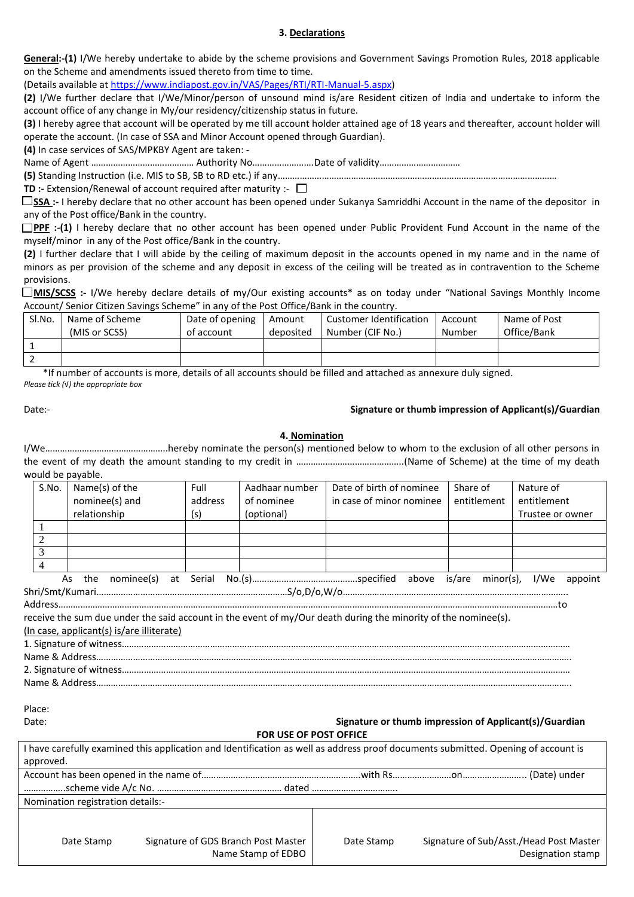## 3. Declarations

**General:-(1)** I/We hereby undertake to abide by the scheme provisions and Government Savings Promotion Rules, 2018 applicable on the Scheme and amendments issued thereto from time to time.
(Details available at https://www.indiapost.gov.in/VAS/Pages/RTI/RTI-Manual-5.aspx)

**(2)** I/We further declare that I/We/Minor/person of unsound mind is/are Resident citizen of India and undertake to inform the account office of any change in My/our residency/citizenship status in future.

**(3)** I hereby agree that account will be operated by me till account holder attained age of 18 years and thereafter, account holder will operate the Account. (In case of SSA and Minor Account opened through Guardian).

**(4)** In case services of SAS/MPKBY Agent are taken: -
Name of Agent …………………………………… Authority No…………………….Date of validity……………………………

**(5)** Standing Instruction (i.e. MIS to SB, SB to RD etc.) if any………………………………………………………………………………………………………

**TD :-** Extension/Renewal of account required after maturity :- ☐

☐**SSA :-** I hereby declare that no other account has been opened under Sukanya Samriddhi Account in the name of the depositor in any of the Post office/Bank in the country.

☐**PPF :-(1)** I hereby declare that no other account has been opened under Public Provident Fund Account in the name of the myself/minor in any of the Post office/Bank in the country.

**(2)** I further declare that I will abide by the ceiling of maximum deposit in the accounts opened in my name and in the name of minors as per provision of the scheme and any deposit in excess of the ceiling will be treated as in contravention to the Scheme provisions.

☐**MIS/SCSS :-** I/We hereby declare details of my/Our existing accounts* as on today under "National Savings Monthly Income Account/ Senior Citizen Savings Scheme" in any of the Post Office/Bank in the country.

| Sl.No. | Name of Scheme (MIS or SCSS) | Date of opening of account | Amount deposited | Customer Identification Number (CIF No.) | Account Number | Name of Post Office/Bank |
|---|---|---|---|---|---|---|
| 1 | | | | | | |
| 2 | | | | | | |

*If number of accounts is more, details of all accounts should be filled and attached as annexure duly signed.

*Please tick (√) the appropriate box*

Date:-

**Signature or thumb impression of Applicant(s)/Guardian**

## 4. Nomination

I/We…………………………………………..hereby nominate the person(s) mentioned below to whom to the exclusion of all other persons in the event of my death the amount standing to my credit in ……………………………………..(Name of Scheme) at the time of my death would be payable.

| S.No. | Name(s) of the nominee(s) and relationship | Full address (s) | Aadhaar number of nominee (optional) | Date of birth of nominee in case of minor nominee | Share of entitlement | Nature of entitlement Trustee or owner |
|---|---|---|---|---|---|---|
| 1 | | | | | | |
| 2 | | | | | | |
| 3 | | | | | | |
| 4 | | | | | | |

As the nominee(s) at Serial No.(s)……………………………………specified above is/are minor(s), I/We appoint Shri/Smt/Kumari……………………………………………………………………S/o,D/o,W/o………………………………………………………………………………..
Address………………………………………………………………………………………………………………………………………………………………………………to
receive the sum due under the said account in the event of my/Our death during the minority of the nominee(s).

(In case, applicant(s) is/are illiterate)

1. Signature of witness……………………………………………………………………………………………………………………………………………………
Name & Address……………………………………………………………………………………………………………………………………………………………
2. Signature of witness……………………………………………………………………………………………………………………………………………………
Name & Address……………………………………………………………………………………………………………………………………………………………

Place:
Date:

**Signature or thumb impression of Applicant(s)/Guardian**

**FOR USE OF POST OFFICE**

I have carefully examined this application and Identification as well as address proof documents submitted. Opening of account is approved.

Account has been opened in the name of…………………………………………………………with Rs……………………on…………………….. (Date) under ……………..scheme vide A/c No. …………………………………………… dated ……………………………..

Nomination registration details:-

| | |
|---|---|
| Date Stamp &nbsp;&nbsp; Signature of GDS Branch Post Master Name Stamp of EDBO | Date Stamp &nbsp;&nbsp; Signature of Sub/Asst./Head Post Master Designation stamp |